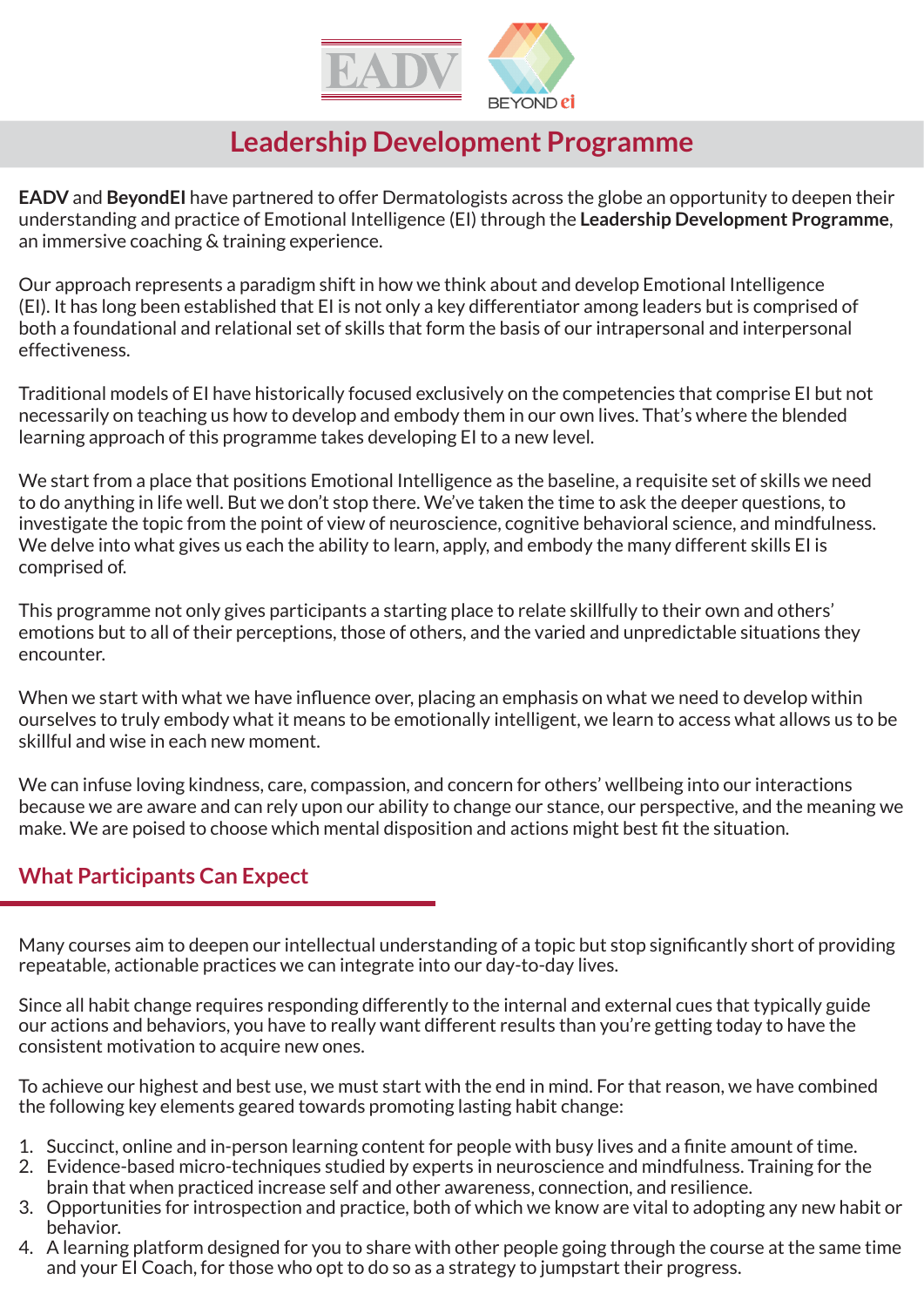# Leadership Development Programme

**EADV** and **BeyondEI** have partnered to offer Dermatologists across the globe an opportunity to deepen their understanding and practice of Emotional Intelligence (EI) through the **Leadership Development Programme**, an immersive coaching & training experience.

Our approach represents a paradigm shift in how we think about and develop Emotional Intelligence (EI). It has long been established that EI is not only a key differentiator among leaders but is comprised of both a foundational and relational set of skills that form the basis of our intrapersonal and interpersonal effectiveness.

Traditional models of EI have historically focused exclusively on the competencies that comprise EI but not necessarily on teaching us how to develop and embody them in our own lives. That's where the blended learning approach of this programme takes developing EI to a new level.

We start from a place that positions Emotional Intelligence as the baseline, a requisite set of skills we need to do anything in life well. But we don't stop there. We've taken the time to ask the deeper questions, to investigate the topic from the point of view of neuroscience, cognitive behavioral science, and mindfulness. We delve into what gives us each the ability to learn, apply, and embody the many different skills EI is comprised of.

This programme not only gives participants a starting place to relate skillfully to their own and others' emotions but to all of their perceptions, those of others, and the varied and unpredictable situations they encounter.

When we start with what we have influence over, placing an emphasis on what we need to develop within ourselves to truly embody what it means to be emotionally intelligent, we learn to access what allows us to be skillful and wise in each new moment.

We can infuse loving kindness, care, compassion, and concern for others' wellbeing into our interactions because we are aware and can rely upon our ability to change our stance, our perspective, and the meaning we make. We are poised to choose which mental disposition and actions might best fit the situation.

## What Participants Can Expect

Many courses aim to deepen our intellectual understanding of a topic but stop significantly short of providing repeatable, actionable practices we can integrate into our day-to-day lives.

Since all habit change requires responding differently to the internal and external cues that typically guide our actions and behaviors, you have to really want different results than you're getting today to have the consistent motivation to acquire new ones.

To achieve our highest and best use, we must start with the end in mind. For that reason, we have combined the following key elements geared towards promoting lasting habit change:

1. Succinct, online and in-person learning content for people with busy lives and a finite amount of time.
2. Evidence-based micro-techniques studied by experts in neuroscience and mindfulness. Training for the brain that when practiced increase self and other awareness, connection, and resilience.
3. Opportunities for introspection and practice, both of which we know are vital to adopting any new habit or behavior.
4. A learning platform designed for you to share with other people going through the course at the same time and your EI Coach, for those who opt to do so as a strategy to jumpstart their progress.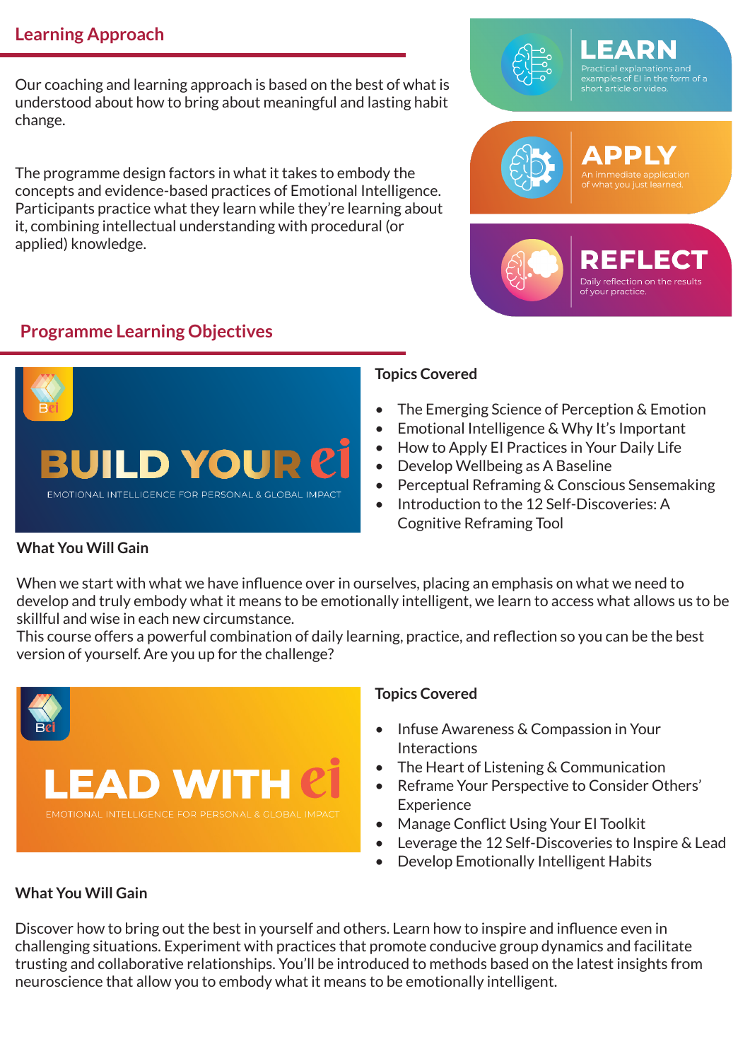## Learning Approach

Our coaching and learning approach is based on the best of what is understood about how to bring about meaningful and lasting habit change.

The programme design factors in what it takes to embody the concepts and evidence-based practices of Emotional Intelligence. Participants practice what they learn while they're learning about it, combining intellectual understanding with procedural (or applied) knowledge.

**LEARN** — Practical explanations and examples of EI in the form of a short article or video.

**APPLY** — An immediate application of what you just learned.

**REFLECT** — Daily reflection on the results of your practice.

## Programme Learning Objectives

### BUILD YOUR ei

EMOTIONAL INTELLIGENCE FOR PERSONAL & GLOBAL IMPACT

**Topics Covered**

- The Emerging Science of Perception & Emotion
- Emotional Intelligence & Why It's Important
- How to Apply EI Practices in Your Daily Life
- Develop Wellbeing as A Baseline
- Perceptual Reframing & Conscious Sensemaking
- Introduction to the 12 Self-Discoveries: A Cognitive Reframing Tool

**What You Will Gain**

When we start with what we have influence over in ourselves, placing an emphasis on what we need to develop and truly embody what it means to be emotionally intelligent, we learn to access what allows us to be skillful and wise in each new circumstance.
This course offers a powerful combination of daily learning, practice, and reflection so you can be the best version of yourself. Are you up for the challenge?

### LEAD WITH ei

EMOTIONAL INTELLIGENCE FOR PERSONAL & GLOBAL IMPACT

**Topics Covered**

- Infuse Awareness & Compassion in Your Interactions
- The Heart of Listening & Communication
- Reframe Your Perspective to Consider Others' Experience
- Manage Conflict Using Your EI Toolkit
- Leverage the 12 Self-Discoveries to Inspire & Lead
- Develop Emotionally Intelligent Habits

**What You Will Gain**

Discover how to bring out the best in yourself and others. Learn how to inspire and influence even in challenging situations. Experiment with practices that promote conducive group dynamics and facilitate trusting and collaborative relationships. You'll be introduced to methods based on the latest insights from neuroscience that allow you to embody what it means to be emotionally intelligent.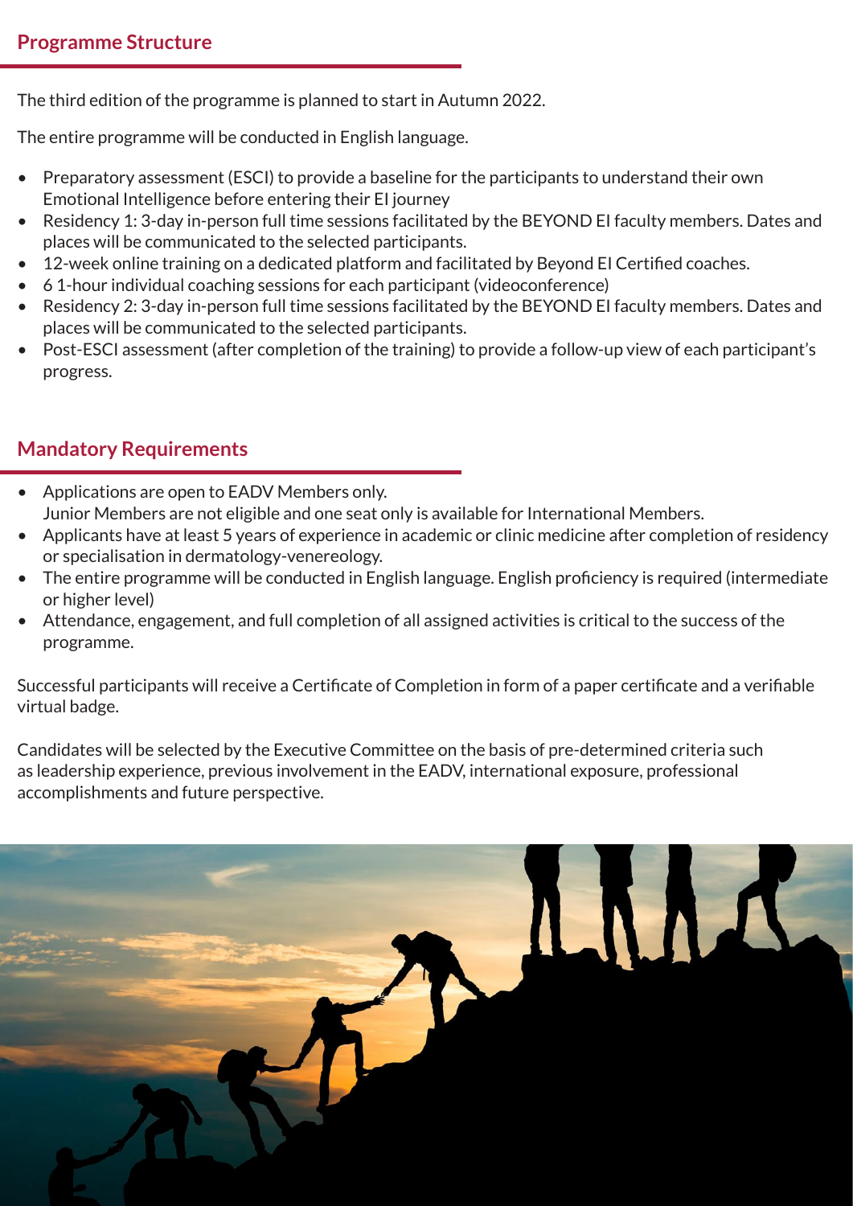## Programme Structure

The third edition of the programme is planned to start in Autumn 2022.

The entire programme will be conducted in English language.

- Preparatory assessment (ESCI) to provide a baseline for the participants to understand their own Emotional Intelligence before entering their EI journey
- Residency 1: 3-day in-person full time sessions facilitated by the BEYOND EI faculty members. Dates and places will be communicated to the selected participants.
- 12-week online training on a dedicated platform and facilitated by Beyond EI Certified coaches.
- 6 1-hour individual coaching sessions for each participant (videoconference)
- Residency 2: 3-day in-person full time sessions facilitated by the BEYOND EI faculty members. Dates and places will be communicated to the selected participants.
- Post-ESCI assessment (after completion of the training) to provide a follow-up view of each participant's progress.

## Mandatory Requirements

- Applications are open to EADV Members only.
  Junior Members are not eligible and one seat only is available for International Members.
- Applicants have at least 5 years of experience in academic or clinic medicine after completion of residency or specialisation in dermatology-venereology.
- The entire programme will be conducted in English language. English proficiency is required (intermediate or higher level)
- Attendance, engagement, and full completion of all assigned activities is critical to the success of the programme.

Successful participants will receive a Certificate of Completion in form of a paper certificate and a verifiable virtual badge.

Candidates will be selected by the Executive Committee on the basis of pre-determined criteria such as leadership experience, previous involvement in the EADV, international exposure, professional accomplishments and future perspective.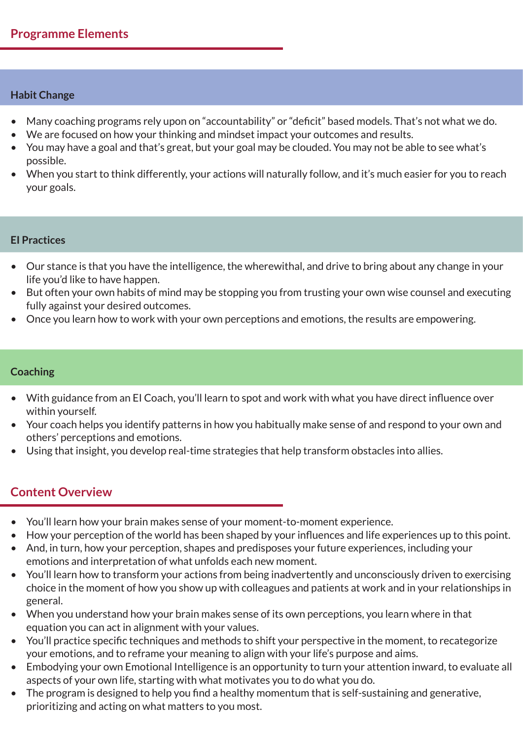## Programme Elements

### Habit Change

- Many coaching programs rely upon on "accountability" or "deficit" based models. That's not what we do.
- We are focused on how your thinking and mindset impact your outcomes and results.
- You may have a goal and that's great, but your goal may be clouded. You may not be able to see what's possible.
- When you start to think differently, your actions will naturally follow, and it's much easier for you to reach your goals.

### EI Practices

- Our stance is that you have the intelligence, the wherewithal, and drive to bring about any change in your life you'd like to have happen.
- But often your own habits of mind may be stopping you from trusting your own wise counsel and executing fully against your desired outcomes.
- Once you learn how to work with your own perceptions and emotions, the results are empowering.

### Coaching

- With guidance from an EI Coach, you'll learn to spot and work with what you have direct influence over within yourself.
- Your coach helps you identify patterns in how you habitually make sense of and respond to your own and others' perceptions and emotions.
- Using that insight, you develop real-time strategies that help transform obstacles into allies.

## Content Overview

- You'll learn how your brain makes sense of your moment-to-moment experience.
- How your perception of the world has been shaped by your influences and life experiences up to this point.
- And, in turn, how your perception, shapes and predisposes your future experiences, including your emotions and interpretation of what unfolds each new moment.
- You'll learn how to transform your actions from being inadvertently and unconsciously driven to exercising choice in the moment of how you show up with colleagues and patients at work and in your relationships in general.
- When you understand how your brain makes sense of its own perceptions, you learn where in that equation you can act in alignment with your values.
- You'll practice specific techniques and methods to shift your perspective in the moment, to recategorize your emotions, and to reframe your meaning to align with your life's purpose and aims.
- Embodying your own Emotional Intelligence is an opportunity to turn your attention inward, to evaluate all aspects of your own life, starting with what motivates you to do what you do.
- The program is designed to help you find a healthy momentum that is self-sustaining and generative, prioritizing and acting on what matters to you most.